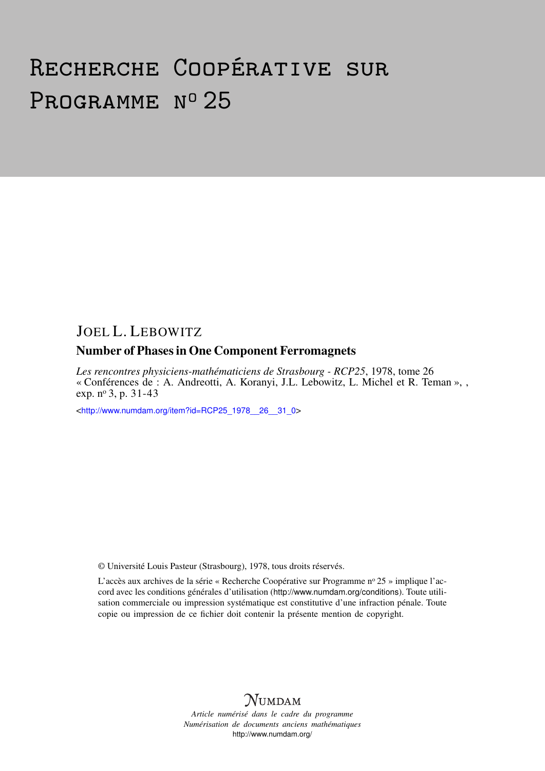# Recherche Coopérative sur Programme nº 25

JOEL L. LEBOWITZ

## Number of Phases in One Component Ferromagnets

*Les rencontres physiciens-mathématiciens de Strasbourg - RCP25*, 1978, tome 26 « Conférences de : A. Andreotti, A. Koranyi, J.L. Lebowitz, L. Michel et R. Teman », , exp. nº 3, p. 31-43

<http://www.numdam.org/item?id=RCP25_1978__26__31_0>

© Université Louis Pasteur (Strasbourg), 1978, tous droits réservés.

L'accès aux archives de la série « Recherche Coopérative sur Programme nº 25 » implique l'accord avec les conditions générales d'utilisation (http://www.numdam.org/conditions). Toute utilisation commerciale ou impression systématique est constitutive d'une infraction pénale. Toute copie ou impression de ce fichier doit contenir la présente mention de copyright.

NUMDAM

*Article numérisé dans le cadre du programme Numérisation de documents anciens mathématiques*
http://www.numdam.org/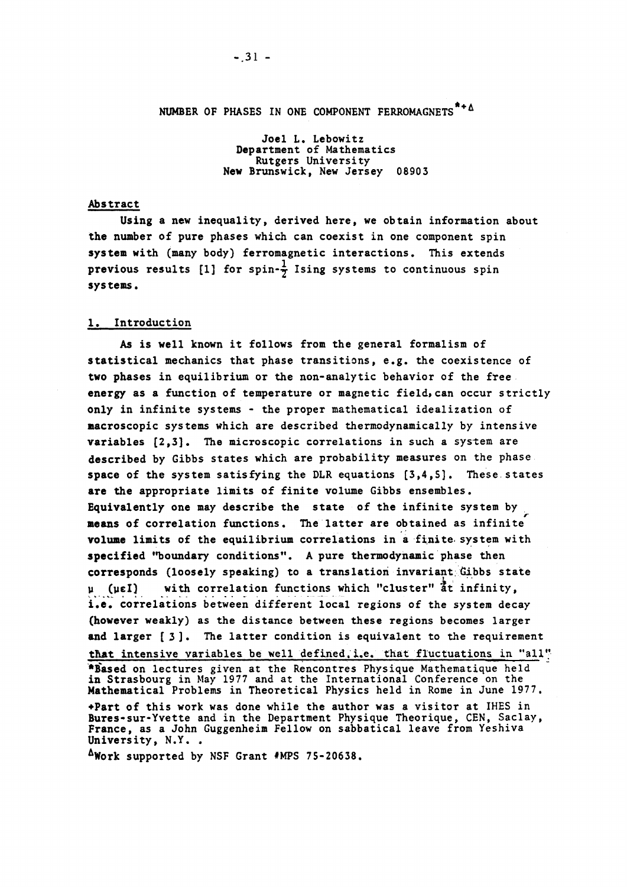# NUMBER OF PHASES IN ONE COMPONENT FERROMAGNETS[*+Δ]

Joel L. Lebowitz
Department of Mathematics
Rutgers University
New Brunswick, New Jersey 08903

## Abstract

Using a new inequality, derived here, we obtain information about the number of pure phases which can coexist in one component spin system with (many body) ferromagnetic interactions. This extends previous results [1] for spin-$\frac{1}{2}$ Ising systems to continuous spin systems.

## 1. Introduction

As is well known it follows from the general formalism of statistical mechanics that phase transitions, e.g. the coexistence of two phases in equilibrium or the non-analytic behavior of the free energy as a function of temperature or magnetic field, can occur strictly only in infinite systems - the proper mathematical idealization of macroscopic systems which are described thermodynamically by intensive variables [2,3]. The microscopic correlations in such a system are described by Gibbs states which are probability measures on the phase space of the system satisfying the DLR equations [3,4,5]. These states are the appropriate limits of finite volume Gibbs ensembles. Equivalently one may describe the state of the infinite system by means of correlation functions. The latter are obtained as infinite volume limits of the equilibrium correlations in a finite system with specified "boundary conditions". A pure thermodynamic phase then corresponds (loosely speaking) to a translation invariant Gibbs state $\mu$ ($\mu\varepsilon I$) with correlation functions which "cluster" at infinity, i.e. correlations between different local regions of the system decay (however weakly) as the distance between these regions becomes larger and larger [3]. The latter condition is equivalent to the requirement that intensive variables be well defined, i.e. that fluctuations in "all"

*Based on lectures given at the Rencontres Physique Mathematique held in Strasbourg in May 1977 and at the International Conference on the Mathematical Problems in Theoretical Physics held in Rome in June 1977.

+Part of this work was done while the author was a visitor at IHES in Bures-sur-Yvette and in the Department Physique Theorique, CEN, Saclay, France, as a John Guggenheim Fellow on sabbatical leave from Yeshiva University, N.Y. .

ΔWork supported by NSF Grant #MPS 75-20638.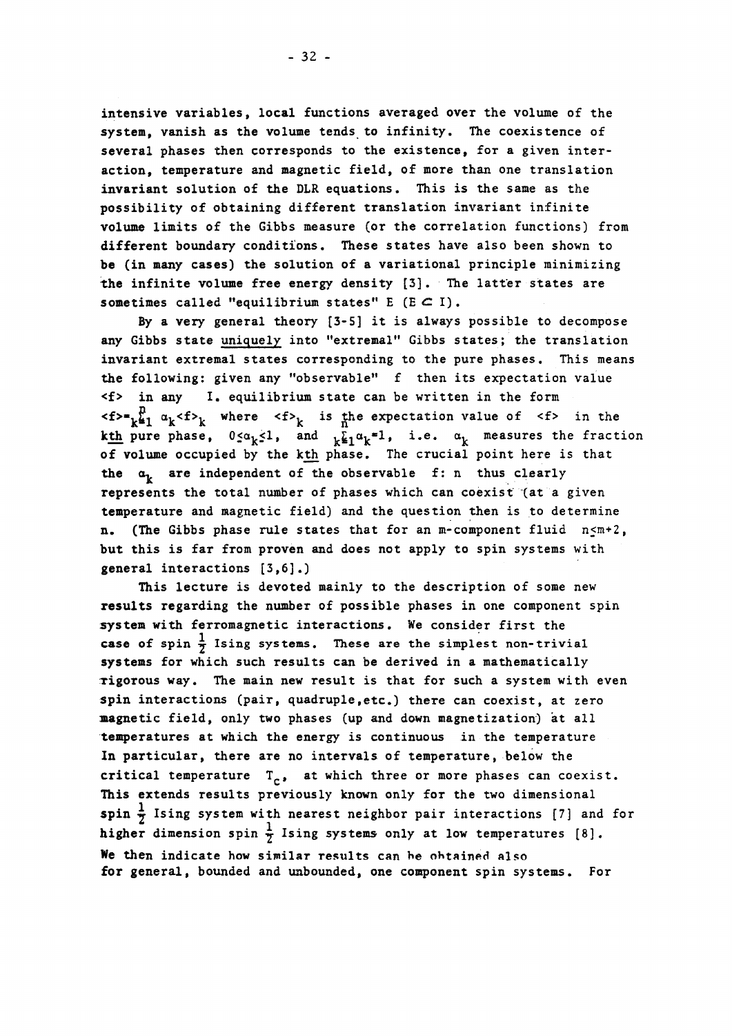intensive variables, local functions averaged over the volume of the system, vanish as the volume tends to infinity. The coexistence of several phases then corresponds to the existence, for a given interaction, temperature and magnetic field, of more than one translation invariant solution of the DLR equations. This is the same as the possibility of obtaining different translation invariant infinite volume limits of the Gibbs measure (or the correlation functions) from different boundary conditions. These states have also been shown to be (in many cases) the solution of a variational principle minimizing the infinite volume free energy density [3]. The latter states are sometimes called "equilibrium states" E ($E \subset I$).

By a very general theory [3-5] it is always possible to decompose any Gibbs state uniquely into "extremal" Gibbs states; the translation invariant extremal states corresponding to the pure phases. This means the following: given any "observable" f then its expectation value $\langle f \rangle$ in any I. equilibrium state can be written in the form $\langle f \rangle = \sum_{k=1}^{n} \alpha_k \langle f \rangle_k$ where $\langle f \rangle_k$ is the expectation value of $\langle f \rangle$ in the kth pure phase, $0 \leq \alpha_k \leq 1$, and $\sum_{k=1}^{n} \alpha_k = 1$, i.e. $\alpha_k$ measures the fraction of volume occupied by the kth phase. The crucial point here is that the $\alpha_k$ are independent of the observable f: n thus clearly represents the total number of phases which can coexist (at a given temperature and magnetic field) and the question then is to determine n. (The Gibbs phase rule states that for an m-component fluid $n \leq m+2$, but this is far from proven and does not apply to spin systems with general interactions [3,6].)

This lecture is devoted mainly to the description of some new results regarding the number of possible phases in one component spin system with ferromagnetic interactions. We consider first the case of spin $\frac{1}{2}$ Ising systems. These are the simplest non-trivial systems for which such results can be derived in a mathematically rigorous way. The main new result is that for such a system with even spin interactions (pair, quadruple, etc.) there can coexist, at zero magnetic field, only two phases (up and down magnetization) at all temperatures at which the energy is continuous in the temperature In particular, there are no intervals of temperature, below the critical temperature $T_c$, at which three or more phases can coexist. This extends results previously known only for the two dimensional spin $\frac{1}{2}$ Ising system with nearest neighbor pair interactions [7] and for higher dimension spin $\frac{1}{2}$ Ising systems only at low temperatures [8]. We then indicate how similar results can be obtained also for general, bounded and unbounded, one component spin systems. For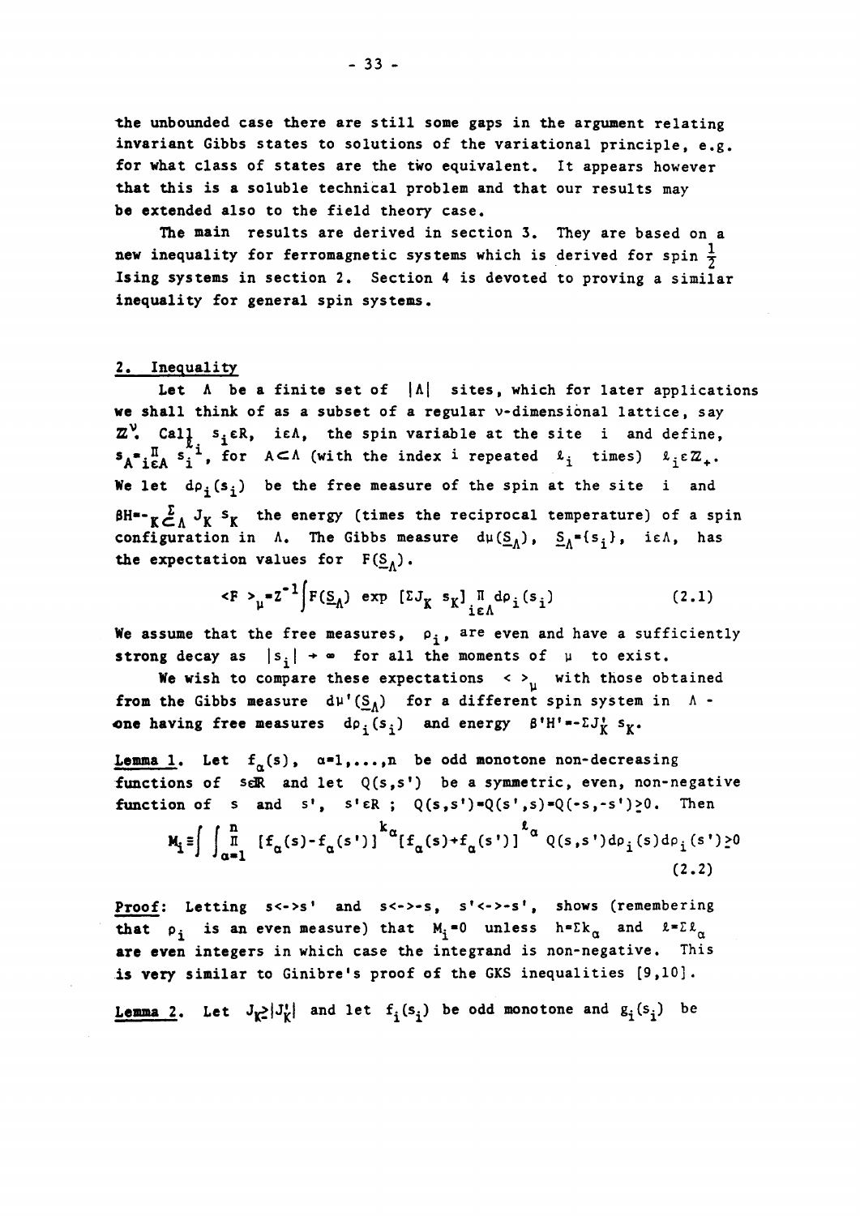the unbounded case there are still some gaps in the argument relating invariant Gibbs states to solutions of the variational principle, e.g. for what class of states are the two equivalent. It appears however that this is a soluble technical problem and that our results may be extended also to the field theory case.

The main results are derived in section 3. They are based on a new inequality for ferromagnetic systems which is derived for spin $\frac{1}{2}$ Ising systems in section 2. Section 4 is devoted to proving a similar inequality for general spin systems.

## 2. Inequality

Let $\Lambda$ be a finite set of $|\Lambda|$ sites, which for later applications we shall think of as a subset of a regular $\nu$-dimensional lattice, say $\mathbb{Z}^\nu$. Call $s_i \in R$, $i \in \Lambda$, the spin variable at the site $i$ and define, $s_A = \prod_{i \in A} s_i^{\ell_i}$, for $A \subset \Lambda$ (with the index $i$ repeated $\ell_i$ times) $\ell_i \in \mathbb{Z}_+$. We let $d\rho_i(s_i)$ be the free measure of the spin at the site $i$ and $\beta H = -\sum_{K \subset \Lambda} J_K s_K$ the energy (times the reciprocal temperature) of a spin configuration in $\Lambda$. The Gibbs measure $d\mu(\underline{S}_\Lambda)$, $\underline{S}_\Lambda = \{s_i\}$, $i \in \Lambda$, has the expectation values for $F(\underline{S}_\Lambda)$.

$$<F>_\mu = Z^{-1} \int F(\underline{S}_\Lambda) \exp [\Sigma J_K s_K] \prod_{i \in \Lambda} d\rho_i(s_i) \tag{2.1}$$

We assume that the free measures, $\rho_i$, are even and have a sufficiently strong decay as $|s_i| \to \infty$ for all the moments of $\mu$ to exist.

We wish to compare these expectations $< >_\mu$ with those obtained from the Gibbs measure $d\mu'(\underline{S}_\Lambda)$ for a different spin system in $\Lambda$ - one having free measures $d\rho_i(s_i)$ and energy $\beta' H' = -\Sigma J'_K s_K$.

**Lemma 1.** Let $f_\alpha(s)$, $\alpha = 1, \ldots, n$ be odd monotone non-decreasing functions of $s \in \mathbb{R}$ and let $Q(s,s')$ be a symmetric, even, non-negative function of $s$ and $s'$, $s' \in R$ ; $Q(s,s') = Q(s',s) = Q(-s,-s') \geq 0$. Then

$$M_i \equiv \int \int \prod_{\alpha=1}^{n} [f_\alpha(s) - f_\alpha(s')]^{k_\alpha} [f_\alpha(s) + f_\alpha(s')]^{\ell_\alpha} Q(s,s') d\rho_i(s) d\rho_i(s') \geq 0 \tag{2.2}$$

**Proof:** Letting $s \leftrightarrow s'$ and $s \leftrightarrow -s$, $s' \leftrightarrow -s'$, shows (remembering that $\rho_i$ is an even measure) that $M_i = 0$ unless $h = \Sigma k_\alpha$ and $\ell = \Sigma \ell_\alpha$ are even integers in which case the integrand is non-negative. This is very similar to Ginibre's proof of the GKS inequalities [9,10].

**Lemma 2.** Let $J_K \geq |J'_K|$ and let $f_i(s_i)$ be odd monotone and $g_i(s_i)$ be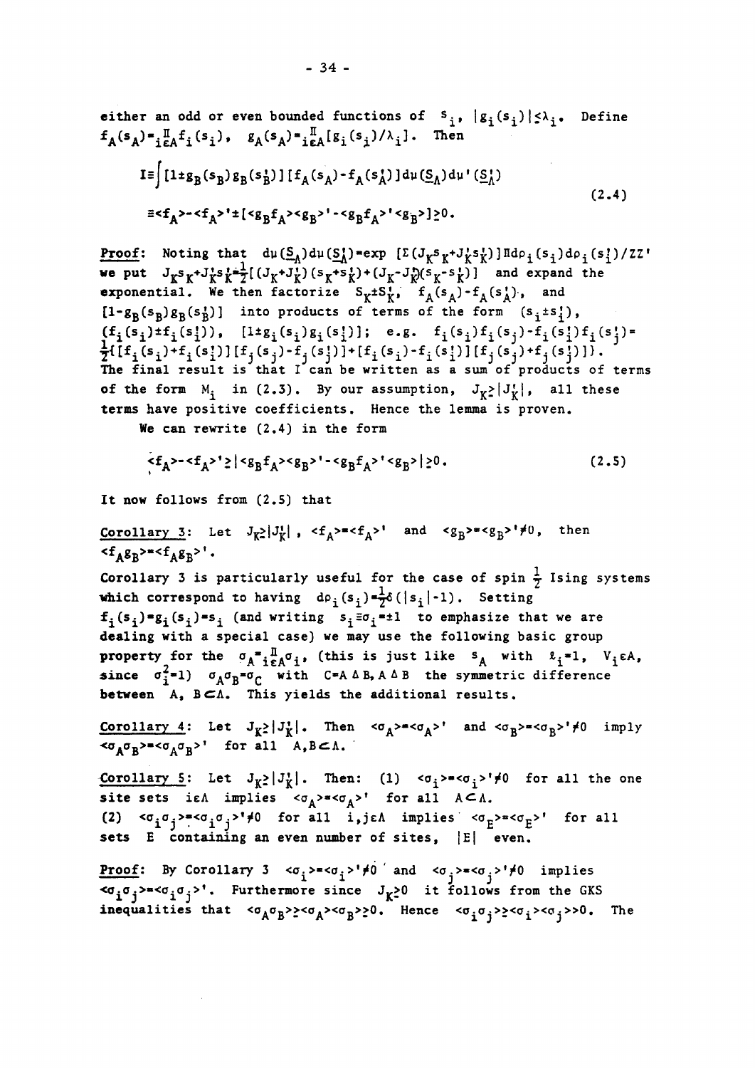either an odd or even bounded functions of $s_i$, $|g_i(s_i)|\leq\lambda_i$. Define $f_A(s_A)=\prod_{i\in A} f_i(s_i)$, $g_A(s_A)=\prod_{i\in A}[g_i(s_i)/\lambda_i]$. Then

$$
\begin{aligned}
I &\equiv \int [1\pm g_B(s_B)g_B(s_B')][f_A(s_A)-f_A(s_A')]d\mu(\underline{S}_\Lambda)d\mu'(\underline{S}_\Lambda') \\
&\equiv \langle f_A\rangle - \langle f_A\rangle' \pm [\langle g_B f_A\rangle\langle g_B\rangle' - \langle g_B f_A\rangle'\langle g_B\rangle] \geq 0.
\end{aligned}
\tag{2.4}
$$

**Proof:** Noting that $d\mu(\underline{S}_\Lambda)d\mu(\underline{S}_\Lambda')=\exp[\Sigma(J_K s_K+J_K' s_K')]\prod d\rho_i(s_i)d\rho_i(s_i')/ZZ'$ we put $J_K s_K+J_K' s_K'=\frac{1}{2}[(J_K+J_K')(s_K+s_K')+(J_K-J_K')(s_K-s_K')]$ and expand the exponential. We then factorize $S_K\pm S_K'$, $f_A(s_A)-f_A(s_A')$, and $[1-g_B(s_B)g_B(s_B')]$ into products of terms of the form $(s_i\pm s_i')$, $(f_i(s_i)\pm f_i(s_i'))$, $[1\pm g_i(s_i)g_i(s_i')]$; e.g. $f_i(s_i)f_j(s_j)-f_i(s_i')f_j(s_j')=\frac{1}{2}\{[f_i(s_i)+f_i(s_i')][f_j(s_j)-f_j(s_j')]+[f_i(s_i)-f_i(s_i')][f_j(s_j)+f_j(s_j')]\}$. The final result is that $I$ can be written as a sum of products of terms of the form $M_i$ in (2.3). By our assumption, $J_K\geq|J_K'|$, all these terms have positive coefficients. Hence the lemma is proven.

We can rewrite (2.4) in the form

$$
\langle f_A\rangle - \langle f_A\rangle' \geq |\langle g_B f_A\rangle\langle g_B\rangle' - \langle g_B f_A\rangle'\langle g_B\rangle| \geq 0. \tag{2.5}
$$

It now follows from (2.5) that

**Corollary 3:** Let $J_K\geq|J_K'|$, $\langle f_A\rangle=\langle f_A\rangle'$ and $\langle g_B\rangle=\langle g_B\rangle'\neq 0$, then $\langle f_A g_B\rangle=\langle f_A g_B\rangle'$.

Corollary 3 is particularly useful for the case of spin $\frac{1}{2}$ Ising systems which correspond to having $d\rho_i(s_i)=\frac{1}{2}\delta(|s_i|-1)$. Setting $f_i(s_i)=g_i(s_i)=s_i$ (and writing $s_i\equiv\sigma_i=\pm1$ to emphasize that we are dealing with a special case) we may use the following basic group property for the $\sigma_A=\prod_{i\in A}\sigma_i$, (this is just like $s_A$ with $\ell_i=1$, $V_i\in A$, since $\sigma_i^2=1$) $\sigma_A\sigma_B=\sigma_C$ with $C=A\Delta B$, $A\Delta B$ the symmetric difference between $A$, $B\subset\Lambda$. This yields the additional results.

**Corollary 4:** Let $J_K\geq|J_K'|$. Then $\langle\sigma_A\rangle=\langle\sigma_A\rangle'$ and $\langle\sigma_B\rangle=\langle\sigma_B\rangle'\neq 0$ imply $\langle\sigma_A\sigma_B\rangle=\langle\sigma_A\sigma_B\rangle'$ for all $A,B\subset\Lambda$.

**Corollary 5:** Let $J_K\geq|J_K'|$. Then: (1) $\langle\sigma_i\rangle=\langle\sigma_i\rangle'\neq 0$ for all the one site sets $i\in\Lambda$ implies $\langle\sigma_A\rangle=\langle\sigma_A\rangle'$ for all $A\subset\Lambda$.
(2) $\langle\sigma_i\sigma_j\rangle=\langle\sigma_i\sigma_j\rangle'\neq 0$ for all $i,j\in\Lambda$ implies $\langle\sigma_E\rangle=\langle\sigma_E\rangle'$ for all sets $E$ containing an even number of sites, $|E|$ even.

**Proof:** By Corollary 3 $\langle\sigma_i\rangle=\langle\sigma_i\rangle'\neq 0$ and $\langle\sigma_j\rangle=\langle\sigma_j\rangle'\neq 0$ implies $\langle\sigma_i\sigma_j\rangle=\langle\sigma_i\sigma_j\rangle'$. Furthermore since $J_K\geq 0$ it follows from the GKS inequalities that $\langle\sigma_A\sigma_B\rangle\geq\langle\sigma_A\rangle\langle\sigma_B\rangle\geq 0$. Hence $\langle\sigma_i\sigma_j\rangle\geq\langle\sigma_i\rangle\langle\sigma_j\rangle>0$. The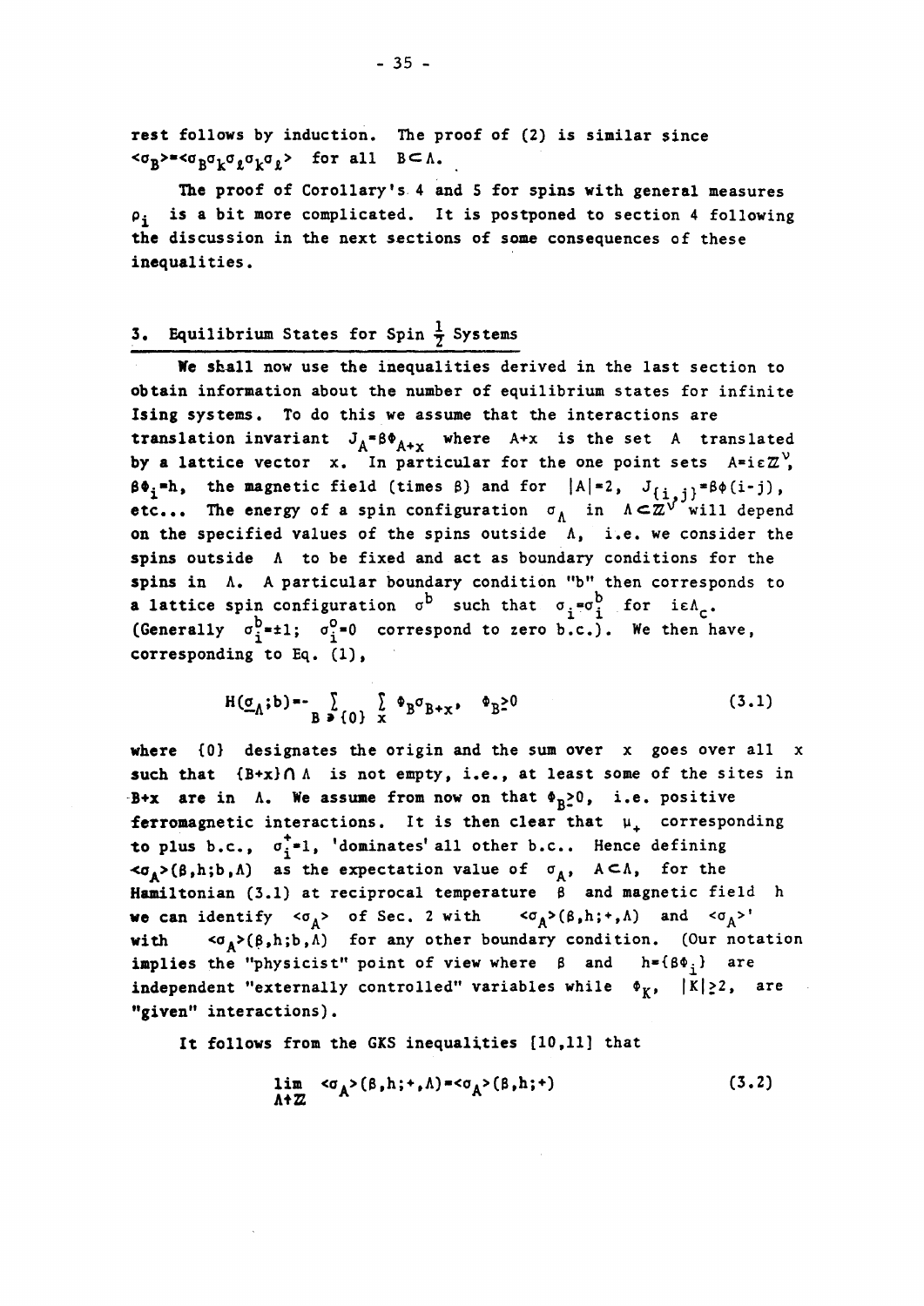rest follows by induction. The proof of (2) is similar since $\langle\sigma_B\rangle = \langle\sigma_B\sigma_k\sigma_\ell\sigma_k\sigma_\ell\rangle$ for all $B \subset \Lambda$.

The proof of Corollary's 4 and 5 for spins with general measures $\rho_i$ is a bit more complicated. It is postponed to section 4 following the discussion in the next sections of some consequences of these inequalities.

## 3. Equilibrium States for Spin $\frac{1}{2}$ Systems

We shall now use the inequalities derived in the last section to obtain information about the number of equilibrium states for infinite Ising systems. To do this we assume that the interactions are translation invariant $J_A = \beta\Phi_{A+x}$ where $A+x$ is the set $A$ translated by a lattice vector $x$. In particular for the one point sets $A = i \in \mathbb{Z}^\nu$, $\beta\Phi_i = h$, the magnetic field (times $\beta$) and for $|A|=2$, $J_{\{i,j\}} = \beta\phi(i-j)$, etc... The energy of a spin configuration $\sigma_\Lambda$ in $\Lambda \subset \mathbb{Z}^\nu$ will depend on the specified values of the spins outside $\Lambda$, i.e. we consider the spins outside $\Lambda$ to be fixed and act as boundary conditions for the spins in $\Lambda$. A particular boundary condition "b" then corresponds to a lattice spin configuration $\sigma^b$ such that $\sigma_i = \sigma_i^b$ for $i \in \Lambda_c$. (Generally $\sigma_i^b = \pm 1$; $\sigma_i^0 = 0$ correspond to zero b.c.). We then have, corresponding to Eq. (1),

$$H(\underline{\sigma}_\Lambda; b) = -\sum_{B \ni \{0\}} \sum_x \Phi_B \sigma_{B+x}, \quad \Phi_B \geq 0 \tag{3.1}$$

where $\{0\}$ designates the origin and the sum over $x$ goes over all $x$ such that $\{B+x\} \cap \Lambda$ is not empty, i.e., at least some of the sites in $B+x$ are in $\Lambda$. We assume from now on that $\Phi_B \geq 0$, i.e. positive ferromagnetic interactions. It is then clear that $\mu_+$ corresponding to plus b.c., $\sigma_i^+ = 1$, 'dominates' all other b.c.. Hence defining $\langle\sigma_A\rangle(\beta,h;b,\Lambda)$ as the expectation value of $\sigma_A$, $A \subset \Lambda$, for the Hamiltonian (3.1) at reciprocal temperature $\beta$ and magnetic field $h$ we can identify $\langle\sigma_A\rangle$ of Sec. 2 with $\langle\sigma_A\rangle(\beta,h;+,\Lambda)$ and $\langle\sigma_A\rangle'$ with $\langle\sigma_A\rangle(\beta,h;b,\Lambda)$ for any other boundary condition. (Our notation implies the "physicist" point of view where $\beta$ and $h = \{\beta\Phi_i\}$ are independent "externally controlled" variables while $\Phi_K$, $|K| \geq 2$, are "given" interactions).

It follows from the GKS inequalities [10,11] that

$$\lim_{\Lambda \uparrow \mathbb{Z}} \langle\sigma_A\rangle(\beta,h;+,\Lambda) = \langle\sigma_A\rangle(\beta,h;+) \tag{3.2}$$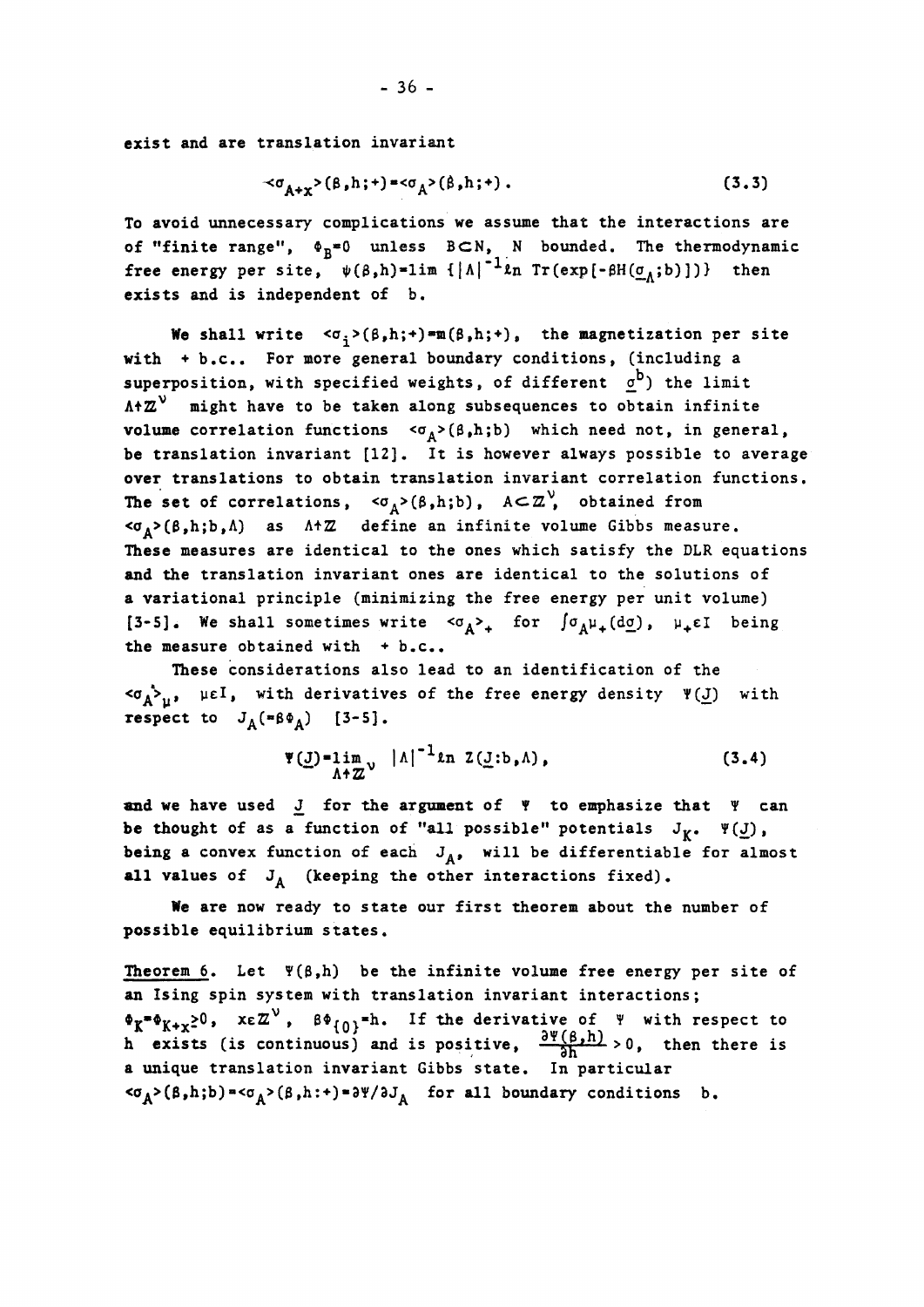exist and are translation invariant

$$\langle\sigma_{A+x}\rangle(\beta,h;+)=\langle\sigma_A\rangle(\beta,h;+). \tag{3.3}$$

To avoid unnecessary complications we assume that the interactions are of "finite range", $\Phi_B=0$ unless $B\subset N$, $N$ bounded. The thermodynamic free energy per site, $\psi(\beta,h)=\lim\{|\Lambda|^{-1}\ln \mathrm{Tr}(\exp[-\beta H(\underline{\sigma}_\Lambda;b)])\}$ then exists and is independent of $b$.

We shall write $\langle\sigma_i\rangle(\beta,h;+)=m(\beta,h;+)$, the magnetization per site with + b.c.. For more general boundary conditions, (including a superposition, with specified weights, of different $\underline{\sigma}^b$) the limit $\Lambda\uparrow\mathbb{Z}^\nu$ might have to be taken along subsequences to obtain infinite volume correlation functions $\langle\sigma_A\rangle(\beta,h;b)$ which need not, in general, be translation invariant [12]. It is however always possible to average over translations to obtain translation invariant correlation functions. The set of correlations, $\langle\sigma_A\rangle(\beta,h;b)$, $A\subset\mathbb{Z}^\nu$, obtained from $\langle\sigma_A\rangle(\beta,h;b,\Lambda)$ as $\Lambda\uparrow\mathbb{Z}$ define an infinite volume Gibbs measure. These measures are identical to the ones which satisfy the DLR equations and the translation invariant ones are identical to the solutions of a variational principle (minimizing the free energy per unit volume) [3-5]. We shall sometimes write $\langle\sigma_A\rangle_+$ for $\int\sigma_A\mu_+(d\underline{\sigma})$, $\mu_+\epsilon I$ being the measure obtained with + b.c..

These considerations also lead to an identification of the $\langle\sigma_A\rangle_\mu$, $\mu\epsilon I$, with derivatives of the free energy density $\Psi(\underline{J})$ with respect to $J_A(=\beta\Phi_A)$ [3-5].

$$\Psi(\underline{J})=\lim_{\Lambda\uparrow\mathbb{Z}^\nu}|\Lambda|^{-1}\ln Z(\underline{J}:b,\Lambda), \tag{3.4}$$

and we have used $\underline{J}$ for the argument of $\Psi$ to emphasize that $\Psi$ can be thought of as a function of "all possible" potentials $J_K$. $\Psi(\underline{J})$, being a convex function of each $J_A$, will be differentiable for almost all values of $J_A$ (keeping the other interactions fixed).

We are now ready to state our first theorem about the number of possible equilibrium states.

**Theorem 6.** Let $\Psi(\beta,h)$ be the infinite volume free energy per site of an Ising spin system with translation invariant interactions; $\Phi_K=\Phi_{K+x}\geq 0$, $x\epsilon\mathbb{Z}^\nu$, $\beta\Phi_{\{0\}}=h$. If the derivative of $\Psi$ with respect to $h$ exists (is continuous) and is positive, $\frac{\partial\Psi(\beta,h)}{\partial h}>0$, then there is a unique translation invariant Gibbs state. In particular $\langle\sigma_A\rangle(\beta,h;b)=\langle\sigma_A\rangle(\beta,h:+)=\partial\Psi/\partial J_A$ for all boundary conditions $b$.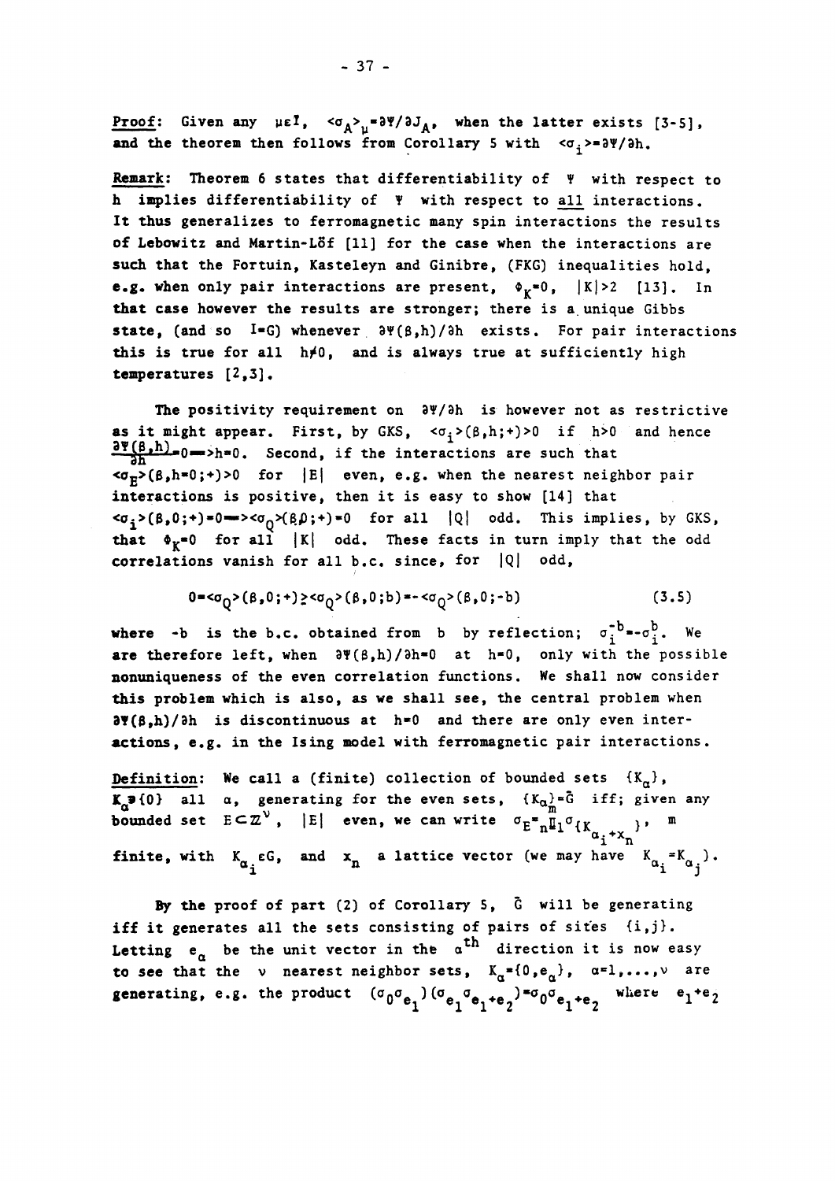**Proof:** Given any $\mu\varepsilon I$, $\langle\sigma_A\rangle_\mu = \partial\Psi/\partial J_A$, when the latter exists [3-5], and the theorem then follows from Corollary 5 with $\langle\sigma_i\rangle = \partial\Psi/\partial h$.

**Remark:** Theorem 6 states that differentiability of $\Psi$ with respect to $h$ implies differentiability of $\Psi$ with respect to <u>all</u> interactions. It thus generalizes to ferromagnetic many spin interactions the results of Lebowitz and Martin-Löf [11] for the case when the interactions are such that the Fortuin, Kasteleyn and Ginibre, (FKG) inequalities hold, e.g. when only pair interactions are present, $\Phi_K = 0$, $|K| > 2$ [13]. In that case however the results are stronger; there is a unique Gibbs state, (and so $I = G$) whenever $\partial\Psi(\beta,h)/\partial h$ exists. For pair interactions this is true for all $h \neq 0$, and is always true at sufficiently high temperatures [2,3].

The positivity requirement on $\partial\Psi/\partial h$ is however not as restrictive as it might appear. First, by GKS, $\langle\sigma_i\rangle(\beta,h;+) > 0$ if $h > 0$ and hence $\frac{\partial\Psi(\beta,h)}{\partial h} = 0 \Rightarrow h = 0$. Second, if the interactions are such that $\langle\sigma_E\rangle(\beta,h=0;+) > 0$ for $|E|$ even, e.g. when the nearest neighbor pair interactions is positive, then it is easy to show [14] that $\langle\sigma_i\rangle(\beta,0;+) = 0 \Rightarrow \langle\sigma_Q\rangle(\beta,0;+) = 0$ for all $|Q|$ odd. This implies, by GKS, that $\Phi_K = 0$ for all $|K|$ odd. These facts in turn imply that the odd correlations vanish for all b.c. since, for $|Q|$ odd,

$$0 = \langle\sigma_Q\rangle(\beta,0;+) \geq \langle\sigma_Q\rangle(\beta,0;b) = -\langle\sigma_Q\rangle(\beta,0;-b) \tag{3.5}$$

where $-b$ is the b.c. obtained from $b$ by reflection; $\sigma_i^{-b} = -\sigma_i^b$. We are therefore left, when $\partial\Psi(\beta,h)/\partial h = 0$ at $h = 0$, only with the possible nonuniqueness of the even correlation functions. We shall now consider this problem which is also, as we shall see, the central problem when $\partial\Psi(\beta,h)/\partial h$ is discontinuous at $h = 0$ and there are only even interactions, e.g. in the Ising model with ferromagnetic pair interactions.

**Definition:** We call a (finite) collection of bounded sets $\{K_\alpha\}$, $K_\alpha \ni \{0\}$ all $\alpha$, generating for the even sets, $\{K_\alpha\} = \tilde{G}$ iff; given any bounded set $E \subset \mathbb{Z}^\nu$, $|E|$ even, we can write $\sigma_E = \prod_{n=1}^{m} \sigma_{\{K_{\alpha_i} + x_n\}}$, $m$ finite, with $K_{\alpha_i} \varepsilon G$, and $x_n$ a lattice vector (we may have $K_{\alpha_i} = K_{\alpha_j}$).

By the proof of part (2) of Corollary 5, $\tilde{G}$ will be generating iff it generates all the sets consisting of pairs of sites $\{i,j\}$. Letting $e_\alpha$ be the unit vector in the $\alpha^{\text{th}}$ direction it is now easy to see that the $\nu$ nearest neighbor sets, $K_\alpha = \{0, e_\alpha\}$, $\alpha = 1,\ldots,\nu$ are generating, e.g. the product $(\sigma_0\sigma_{e_1})(\sigma_{e_1}\sigma_{e_1+e_2}) = \sigma_0\sigma_{e_1+e_2}$ where $e_1+e_2$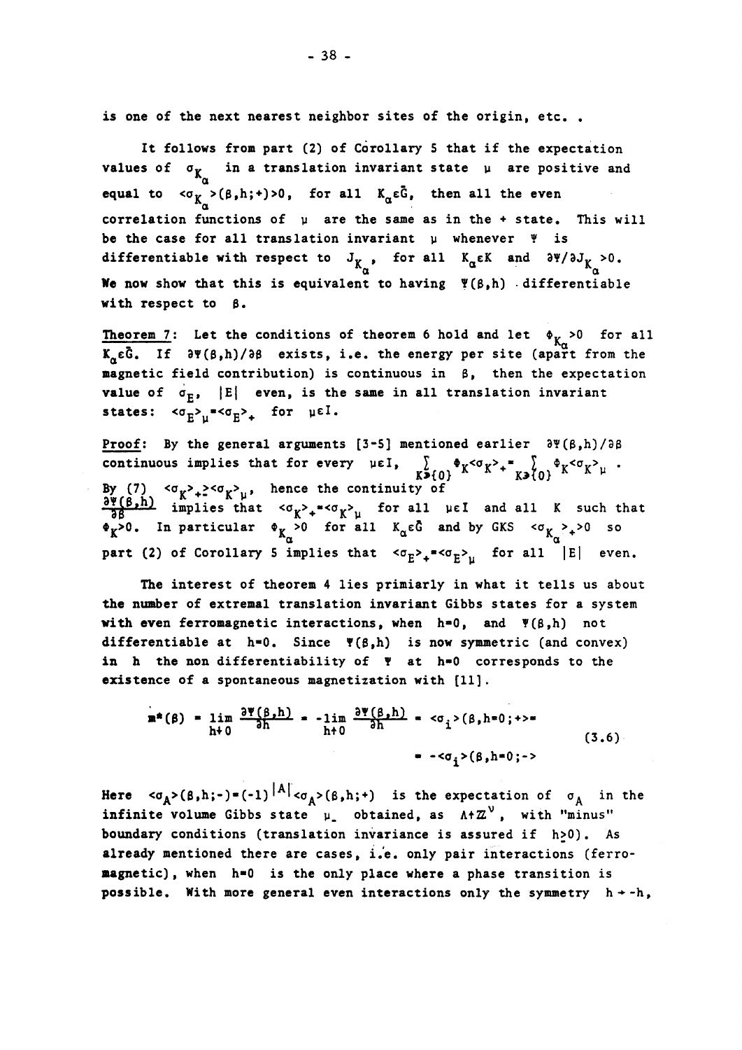is one of the next nearest neighbor sites of the origin, etc. .

It follows from part (2) of Corollary 5 that if the expectation values of $\sigma_{K_\alpha}$ in a translation invariant state $\mu$ are positive and equal to $\langle\sigma_{K_\alpha}\rangle(\beta,h;+)>0$, for all $K_\alpha\varepsilon\tilde{G}$, then all the even correlation functions of $\mu$ are the same as in the + state. This will be the case for all translation invariant $\mu$ whenever $\Psi$ is differentiable with respect to $J_{K_\alpha}$, for all $K_\alpha\varepsilon K$ and $\partial\Psi/\partial J_{K_\alpha}>0$. We now show that this is equivalent to having $\Psi(\beta,h)$ differentiable with respect to $\beta$.

Theorem 7: Let the conditions of theorem 6 hold and let $\Phi_{K_\alpha}>0$ for all $K_\alpha\varepsilon\tilde{G}$. If $\partial\Psi(\beta,h)/\partial\beta$ exists, i.e. the energy per site (apart from the magnetic field contribution) is continuous in $\beta$, then the expectation value of $\sigma_E$, $|E|$ even, is the same in all translation invariant states: $\langle\sigma_E\rangle_\mu=\langle\sigma_E\rangle_+$ for $\mu\varepsilon I$.

Proof: By the general arguments [3-5] mentioned earlier $\partial\Psi(\beta,h)/\partial\beta$ continuous implies that for every $\mu\varepsilon I$, $\sum_{K\ni\{0\}}\Phi_K\langle\sigma_K\rangle_+=\sum_{K\ni\{0\}}\Phi_K\langle\sigma_K\rangle_\mu$. By (7) $\langle\sigma_K\rangle_+\geq\langle\sigma_K\rangle_\mu$, hence the continuity of $\frac{\partial\Psi(\beta,h)}{\partial\beta}$ implies that $\langle\sigma_K\rangle_+=\langle\sigma_K\rangle_\mu$ for all $\mu\varepsilon I$ and all $K$ such that $\Phi_K>0$. In particular $\Phi_{K_\alpha}>0$ for all $K_\alpha\varepsilon\tilde{G}$ and by GKS $\langle\sigma_{K_\alpha}\rangle_+>0$ so part (2) of Corollary 5 implies that $\langle\sigma_E\rangle_+=\langle\sigma_E\rangle_\mu$ for all $|E|$ even.

The interest of theorem 4 lies primiarly in what it tells us about the number of extremal translation invariant Gibbs states for a system with even ferromagnetic interactions, when $h=0$, and $\Psi(\beta,h)$ not differentiable at $h=0$. Since $\Psi(\beta,h)$ is now symmetric (and convex) in $h$ the non differentiability of $\Psi$ at $h=0$ corresponds to the existence of a spontaneous magnetization with [11].

$$m^*(\beta)=\lim_{h\downarrow 0}\frac{\partial\Psi(\beta,h)}{\partial h}=-\lim_{h\uparrow 0}\frac{\partial\Psi(\beta,h)}{\partial h}=\langle\sigma_i\rangle(\beta,h=0;+)=$$
$$=-\langle\sigma_i\rangle(\beta,h=0;-) \tag{3.6}$$

Here $\langle\sigma_A\rangle(\beta,h;-)=(-1)^{|A|}\langle\sigma_A\rangle(\beta,h;+)$ is the expectation of $\sigma_A$ in the infinite volume Gibbs state $\mu_-$ obtained, as $\Lambda\uparrow\mathbb{Z}^\nu$, with "minus" boundary conditions (translation invariance is assured if $h\geq 0$). As already mentioned there are cases, i.e. only pair interactions (ferromagnetic), when $h=0$ is the only place where a phase transition is possible. With more general even interactions only the symmetry $h\rightarrow -h$,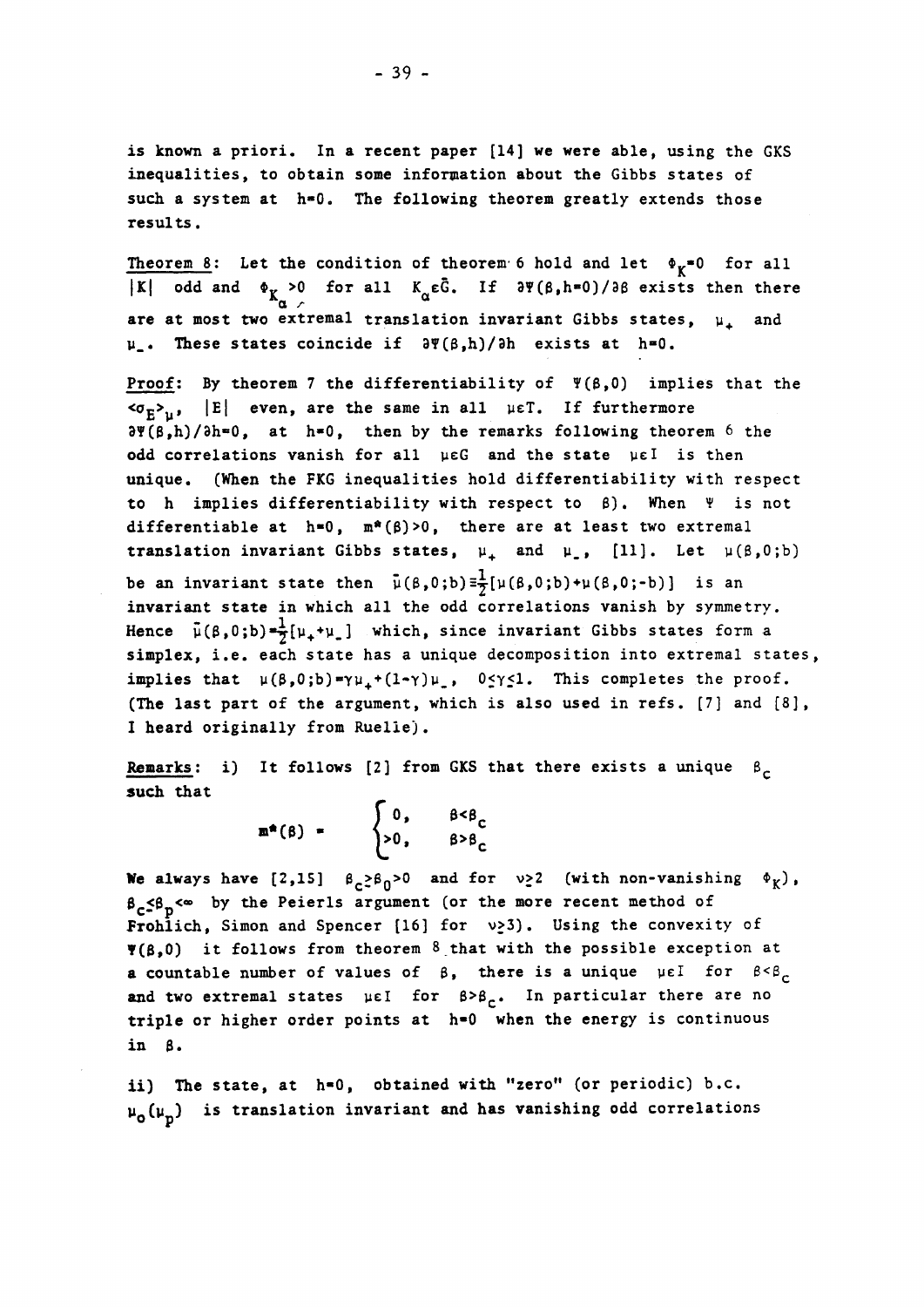is known a priori. In a recent paper [14] we were able, using the GKS inequalities, to obtain some information about the Gibbs states of such a system at $h=0$. The following theorem greatly extends those results.

**Theorem 8:** Let the condition of theorem 6 hold and let $\Phi_K=0$ for all $|K|$ odd and $\Phi_{K_\alpha}>0$ for all $K_\alpha\epsilon\bar{G}$. If $\partial\Psi(\beta,h=0)/\partial\beta$ exists then there are at most two extremal translation invariant Gibbs states, $\mu_+$ and $\mu_-$. These states coincide if $\partial\Psi(\beta,h)/\partial h$ exists at $h=0$.

**Proof:** By theorem 7 the differentiability of $\Psi(\beta,0)$ implies that the $\langle\sigma_E\rangle_\mu$, $|E|$ even, are the same in all $\mu\epsilon T$. If furthermore $\partial\Psi(\beta,h)/\partial h=0$, at $h=0$, then by the remarks following theorem 6 the odd correlations vanish for all $\mu\epsilon G$ and the state $\mu\epsilon I$ is then unique. (When the FKG inequalities hold differentiability with respect to $h$ implies differentiability with respect to $\beta$). When $\Psi$ is not differentiable at $h=0$, $m^*(\beta)>0$, there are at least two extremal translation invariant Gibbs states, $\mu_+$ and $\mu_-$, [11]. Let $\mu(\beta,0;b)$ be an invariant state then $\bar{\mu}(\beta,0;b)\equiv\frac{1}{2}[\mu(\beta,0;b)+\mu(\beta,0;-b)]$ is an invariant state in which all the odd correlations vanish by symmetry. Hence $\bar{\mu}(\beta,0;b)=\frac{1}{2}[\mu_++\mu_-]$ which, since invariant Gibbs states form a simplex, i.e. each state has a unique decomposition into extremal states, implies that $\mu(\beta,0;b)=\gamma\mu_++(1-\gamma)\mu_-$, $0\leq\gamma\leq 1$. This completes the proof. (The last part of the argument, which is also used in refs. [7] and [8], I heard originally from Ruelle).

**Remarks:** i) It follows [2] from GKS that there exists a unique $\beta_c$ such that

$$m^*(\beta) = \begin{cases} 0, & \beta<\beta_c \\ >0, & \beta>\beta_c \end{cases}$$

We always have [2,15] $\beta_c\geq\beta_0>0$ and for $\nu\geq 2$ (with non-vanishing $\Phi_K$), $\beta_c\leq\beta_p<\infty$ by the Peierls argument (or the more recent method of Fröhlich, Simon and Spencer [16] for $\nu\geq 3$). Using the convexity of $\Psi(\beta,0)$ it follows from theorem 8 that with the possible exception at a countable number of values of $\beta$, there is a unique $\mu\epsilon I$ for $\beta<\beta_c$ and two extremal states $\mu\epsilon I$ for $\beta>\beta_c$. In particular there are no triple or higher order points at $h=0$ when the energy is continuous in $\beta$.

ii) The state, at $h=0$, obtained with "zero" (or periodic) b.c. $\mu_o(\mu_p)$ is translation invariant and has vanishing odd correlations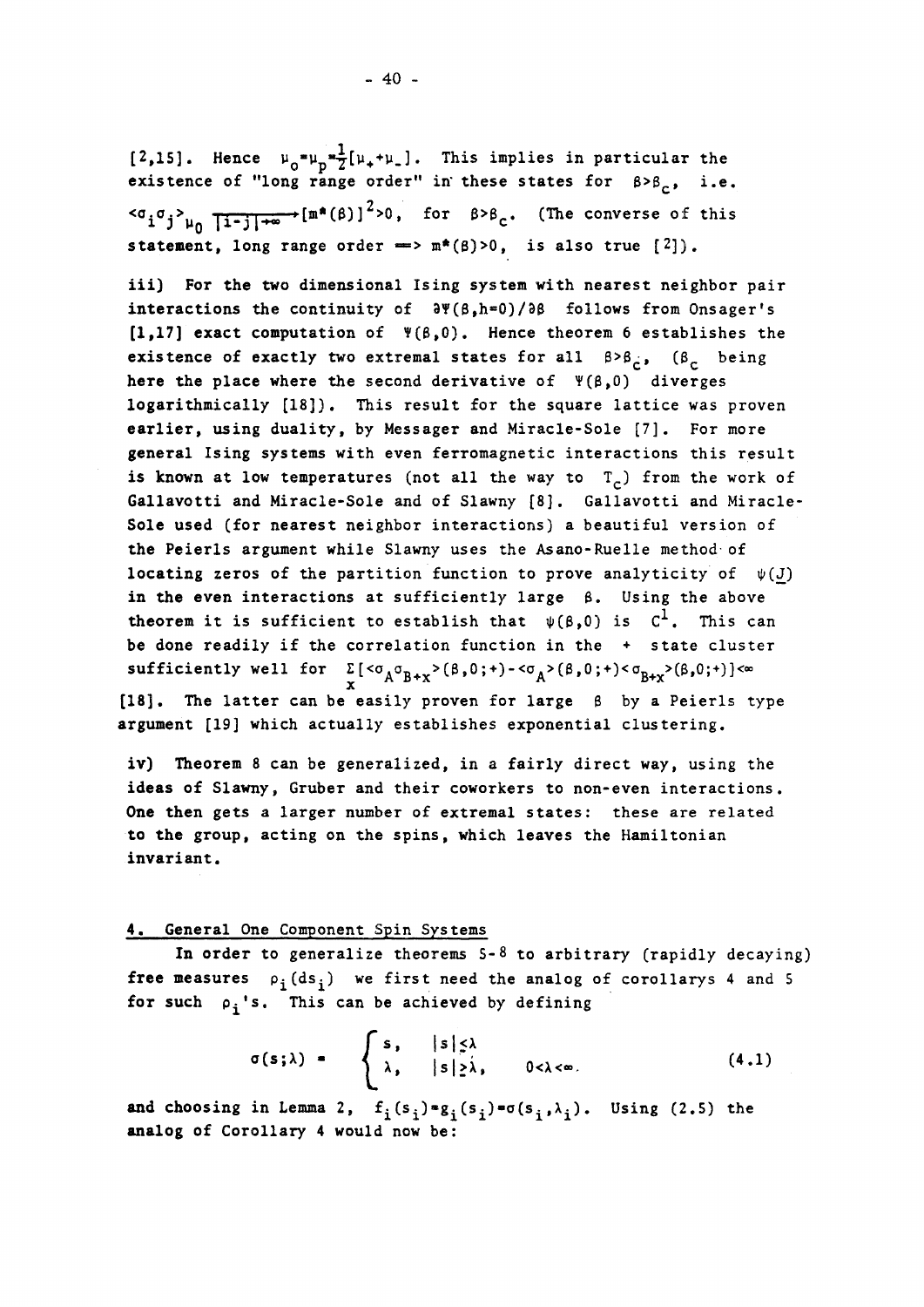[2,15]. Hence $\mu_0 = \mu_p = \frac{1}{2}[\mu_+ + \mu_-]$. This implies in particular the existence of "long range order" in these states for $\beta > \beta_c$, i.e. $\langle\sigma_i\sigma_j\rangle_{\mu_0} \xrightarrow[|i-j|\to\infty]{} [m^*(\beta)]^2 > 0$, for $\beta > \beta_c$. (The converse of this statement, long range order $\Rightarrow m^*(\beta) > 0$, is also true [2]).

iii) For the two dimensional Ising system with nearest neighbor pair interactions the continuity of $\partial\Psi(\beta,h=0)/\partial\beta$ follows from Onsager's [1,17] exact computation of $\Psi(\beta,0)$. Hence theorem 6 establishes the existence of exactly two extremal states for all $\beta > \beta_c$, ($\beta_c$ being here the place where the second derivative of $\Psi(\beta,0)$ diverges logarithmically [18]). This result for the square lattice was proven earlier, using duality, by Messager and Miracle-Sole [7]. For more general Ising systems with even ferromagnetic interactions this result is known at low temperatures (not all the way to $T_c$) from the work of Gallavotti and Miracle-Sole and of Slawny [8]. Gallavotti and Miracle-Sole used (for nearest neighbor interactions) a beautiful version of the Peierls argument while Slawny uses the Asano-Ruelle method of locating zeros of the partition function to prove analyticity of $\psi(\underline{J})$ in the even interactions at sufficiently large $\beta$. Using the above theorem it is sufficient to establish that $\psi(\beta,0)$ is $C^1$. This can be done readily if the correlation function in the + state cluster sufficiently well for $\sum_x [\langle\sigma_A\sigma_{B+x}\rangle(\beta,0;+) - \langle\sigma_A\rangle(\beta,0;+)\langle\sigma_{B+x}\rangle(\beta,0;+)] < \infty$ [18]. The latter can be easily proven for large $\beta$ by a Peierls type argument [19] which actually establishes exponential clustering.

iv) Theorem 8 can be generalized, in a fairly direct way, using the ideas of Slawny, Gruber and their coworkers to non-even interactions. One then gets a larger number of extremal states: these are related to the group, acting on the spins, which leaves the Hamiltonian invariant.

## 4. General One Component Spin Systems

In order to generalize theorems 5-8 to arbitrary (rapidly decaying) free measures $\rho_i(ds_i)$ we first need the analog of corollarys 4 and 5 for such $\rho_i$'s. This can be achieved by defining

$$\sigma(s;\lambda) = \begin{cases} s, & |s| \le \lambda \\ \lambda, & |s| \ge \lambda, \end{cases} \qquad 0 < \lambda < \infty. \tag{4.1}$$

and choosing in Lemma 2, $f_i(s_i) = g_i(s_i) = \sigma(s_i,\lambda_i)$. Using (2.5) the analog of Corollary 4 would now be: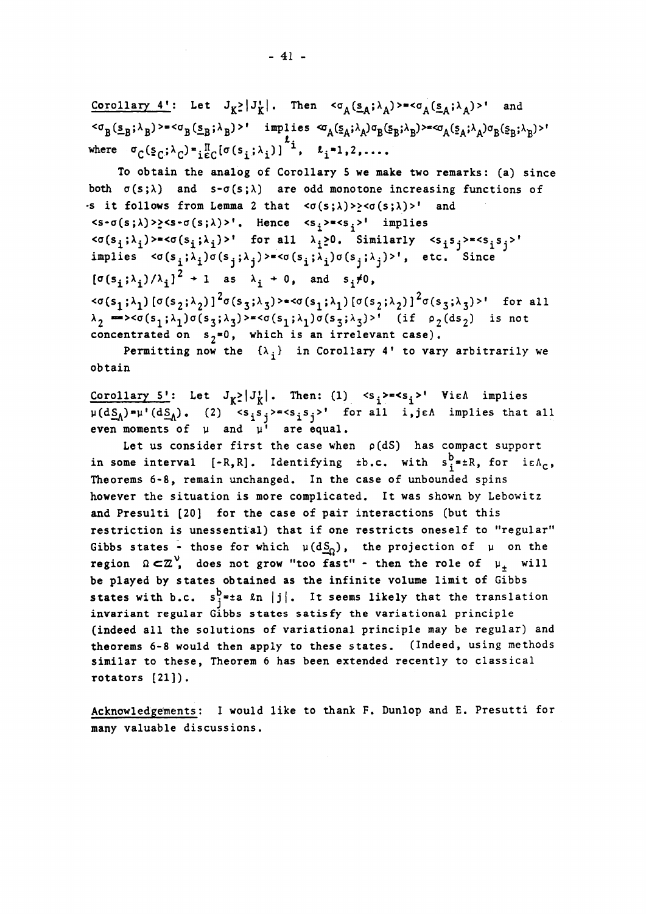Corollary 4': Let $J_K \geq |J'_K|$. Then $\langle\sigma_A(\underline{s}_A;\lambda_A)\rangle = \langle\sigma_A(\underline{s}_A;\lambda_A)\rangle'$ and $\langle\sigma_B(\underline{s}_B;\lambda_B)\rangle = \langle\sigma_B(\underline{s}_B;\lambda_B)\rangle'$ implies $\langle\sigma_A(\underline{s}_A;\lambda_A)\sigma_B(\underline{s}_B;\lambda_B)\rangle = \langle\sigma_A(\underline{s}_A;\lambda_A)\sigma_B(\underline{s}_B;\lambda_B)\rangle'$ where $\sigma_C(\underline{s}_C;\lambda_C) = \prod_{i\in C}[\sigma(s_i;\lambda_i)]^{\ell_i}$, $\ell_i = 1,2,\ldots$.

To obtain the analog of Corollary 5 we make two remarks: (a) since both $\sigma(s;\lambda)$ and $s-\sigma(s;\lambda)$ are odd monotone increasing functions of $s$ it follows from Lemma 2 that $\langle\sigma(s;\lambda)\rangle \geq \langle\sigma(s;\lambda)\rangle'$ and $\langle s-\sigma(s;\lambda)\rangle \geq \langle s-\sigma(s;\lambda)\rangle'$. Hence $\langle s_i\rangle = \langle s_i\rangle'$ implies $\langle\sigma(s_i;\lambda_i)\rangle = \langle\sigma(s_i;\lambda_i)\rangle'$ for all $\lambda_i \geq 0$. Similarly $\langle s_i s_j\rangle = \langle s_i s_j\rangle'$ implies $\langle\sigma(s_i;\lambda_i)\sigma(s_j;\lambda_j)\rangle = \langle\sigma(s_i;\lambda_i)\sigma(s_j;\lambda_j)\rangle'$, etc. Since $[\sigma(s_i;\lambda_i)/\lambda_i]^2 \to 1$ as $\lambda_i \to 0$, and $s_i \neq 0$, $\langle\sigma(s_1;\lambda_1)[\sigma(s_2;\lambda_2)]^2\sigma(s_3;\lambda_3)\rangle = \langle\sigma(s_1;\lambda_1)[\sigma(s_2;\lambda_2)]^2\sigma(s_3;\lambda_3)\rangle'$ for all $\lambda_2 \Longrightarrow \langle\sigma(s_1;\lambda_1)\sigma(s_3;\lambda_3)\rangle = \langle\sigma(s_1;\lambda_1)\sigma(s_3;\lambda_3)\rangle'$ (if $\rho_2(ds_2)$ is not concentrated on $s_2=0$, which is an irrelevant case).

Permitting now the $\{\lambda_i\}$ in Corollary 4' to vary arbitrarily we obtain

Corollary 5': Let $J_K \geq |J'_K|$. Then: (1) $\langle s_i\rangle = \langle s_i\rangle'$ $\forall i\in\Lambda$ implies $\mu(d\underline{S}_\Lambda) = \mu'(d\underline{S}_\Lambda)$. (2) $\langle s_i s_j\rangle = \langle s_i s_j\rangle'$ for all $i,j\in\Lambda$ implies that all even moments of $\mu$ and $\mu'$ are equal.

Let us consider first the case when $\rho(dS)$ has compact support in some interval $[-R,R]$. Identifying $\pm$b.c. with $s_i^b = \pm R$, for $i\in\Lambda_C$, Theorems 6-8, remain unchanged. In the case of unbounded spins however the situation is more complicated. It was shown by Lebowitz and Presulti [20] for the case of pair interactions (but this restriction is unessential) that if one restricts oneself to "regular" Gibbs states - those for which $\mu(d\underline{S}_\Omega)$, the projection of $\mu$ on the region $\Omega \subset \mathbb{Z}^\nu$, does not grow "too fast" - then the role of $\mu_\pm$ will be played by states obtained as the infinite volume limit of Gibbs states with b.c. $s_j^b = \pm a \ln|j|$. It seems likely that the translation invariant regular Gibbs states satisfy the variational principle (indeed all the solutions of variational principle may be regular) and theorems 6-8 would then apply to these states. (Indeed, using methods similar to these, Theorem 6 has been extended recently to classical rotators [21]).

Acknowledgements: I would like to thank F. Dunlop and E. Presutti for many valuable discussions.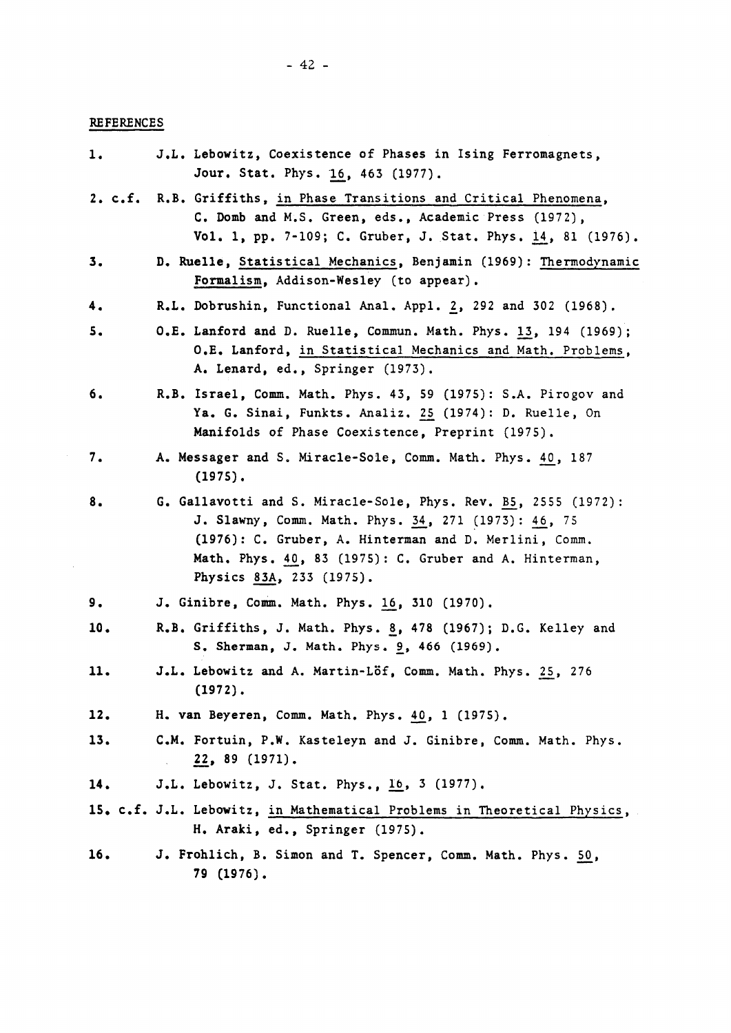## REFERENCES

1. J.L. Lebowitz, Coexistence of Phases in Ising Ferromagnets, Jour. Stat. Phys. 16, 463 (1977).

2. c.f. R.B. Griffiths, in Phase Transitions and Critical Phenomena, C. Domb and M.S. Green, eds., Academic Press (1972), Vol. 1, pp. 7-109; C. Gruber, J. Stat. Phys. 14, 81 (1976).

3. D. Ruelle, Statistical Mechanics, Benjamin (1969): Thermodynamic Formalism, Addison-Wesley (to appear).

4. R.L. Dobrushin, Functional Anal. Appl. 2, 292 and 302 (1968).

5. O.E. Lanford and D. Ruelle, Commun. Math. Phys. 13, 194 (1969); O.E. Lanford, in Statistical Mechanics and Math. Problems, A. Lenard, ed., Springer (1973).

6. R.B. Israel, Comm. Math. Phys. 43, 59 (1975): S.A. Pirogov and Ya. G. Sinai, Funkts. Analiz. 25 (1974): D. Ruelle, On Manifolds of Phase Coexistence, Preprint (1975).

7. A. Messager and S. Miracle-Sole, Comm. Math. Phys. 40, 187 (1975).

8. G. Gallavotti and S. Miracle-Sole, Phys. Rev. B5, 2555 (1972): J. Slawny, Comm. Math. Phys. 34, 271 (1973): 46, 75 (1976): C. Gruber, A. Hinterman and D. Merlini, Comm. Math. Phys. 40, 83 (1975): C. Gruber and A. Hinterman, Physics 83A, 233 (1975).

9. J. Ginibre, Comm. Math. Phys. 16, 310 (1970).

10. R.B. Griffiths, J. Math. Phys. 8, 478 (1967); D.G. Kelley and S. Sherman, J. Math. Phys. 9, 466 (1969).

11. J.L. Lebowitz and A. Martin-Löf, Comm. Math. Phys. 25, 276 (1972).

12. H. van Beyeren, Comm. Math. Phys. 40, 1 (1975).

13. C.M. Fortuin, P.W. Kasteleyn and J. Ginibre, Comm. Math. Phys. 22, 89 (1971).

14. J.L. Lebowitz, J. Stat. Phys., 16, 3 (1977).

15. c.f. J.L. Lebowitz, in Mathematical Problems in Theoretical Physics, H. Araki, ed., Springer (1975).

16. J. Frohlich, B. Simon and T. Spencer, Comm. Math. Phys. 50, 79 (1976).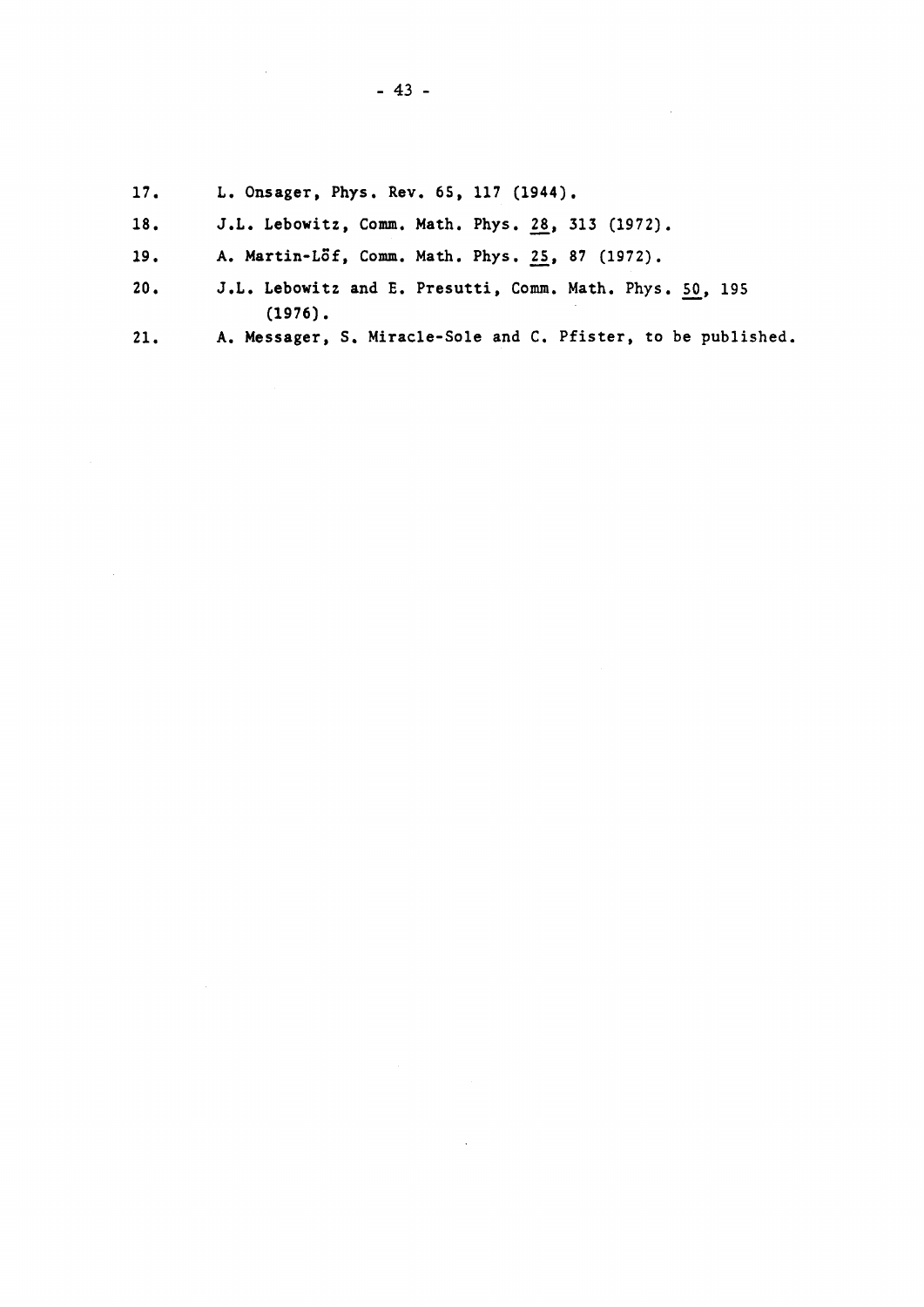17. L. Onsager, Phys. Rev. 65, 117 (1944).

18. J.L. Lebowitz, Comm. Math. Phys. 28, 313 (1972).

19. A. Martin-Löf, Comm. Math. Phys. 25, 87 (1972).

20. J.L. Lebowitz and E. Presutti, Comm. Math. Phys. 50, 195 (1976).

21. A. Messager, S. Miracle-Sole and C. Pfister, to be published.